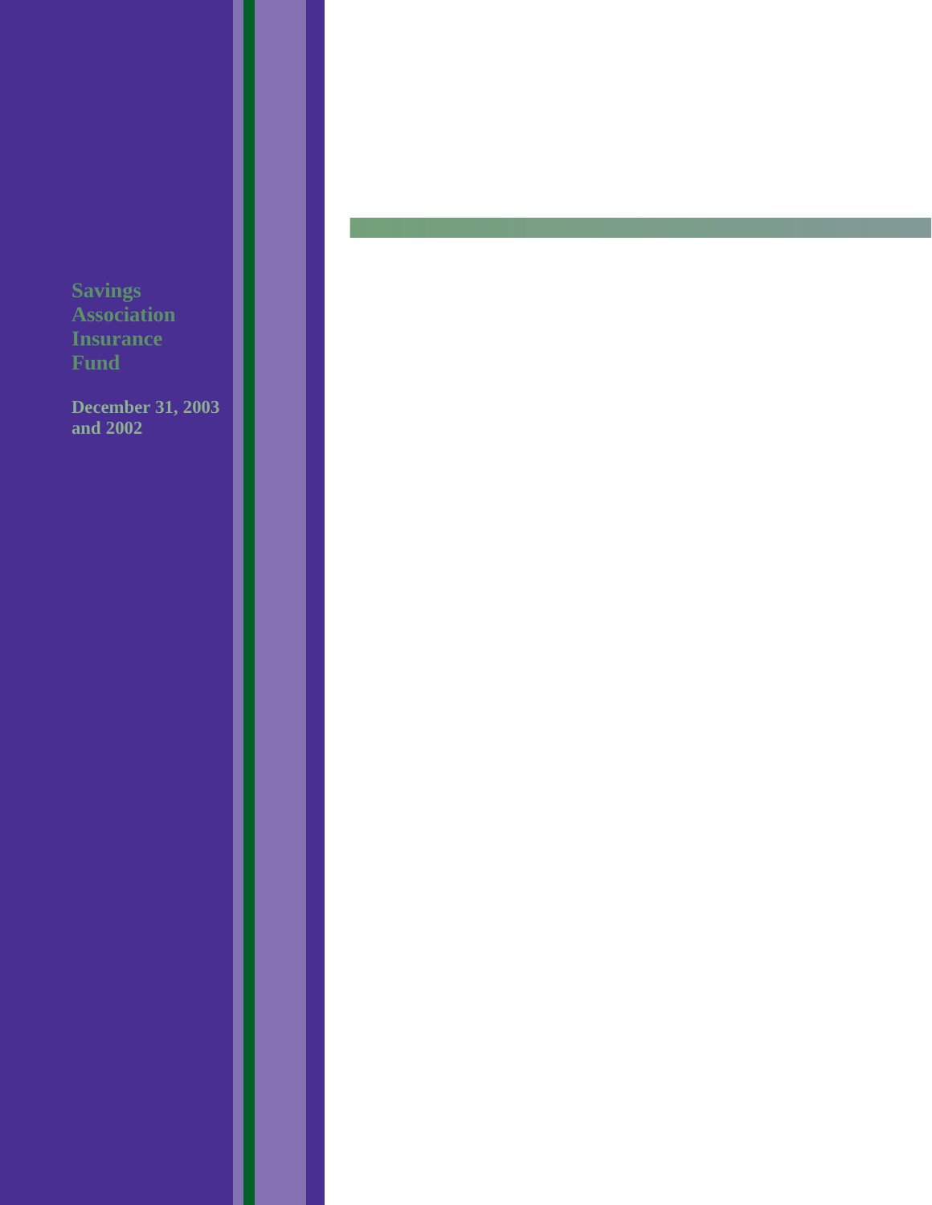# Savings Association Insurance Fund

**December 31, 2003 and 2002**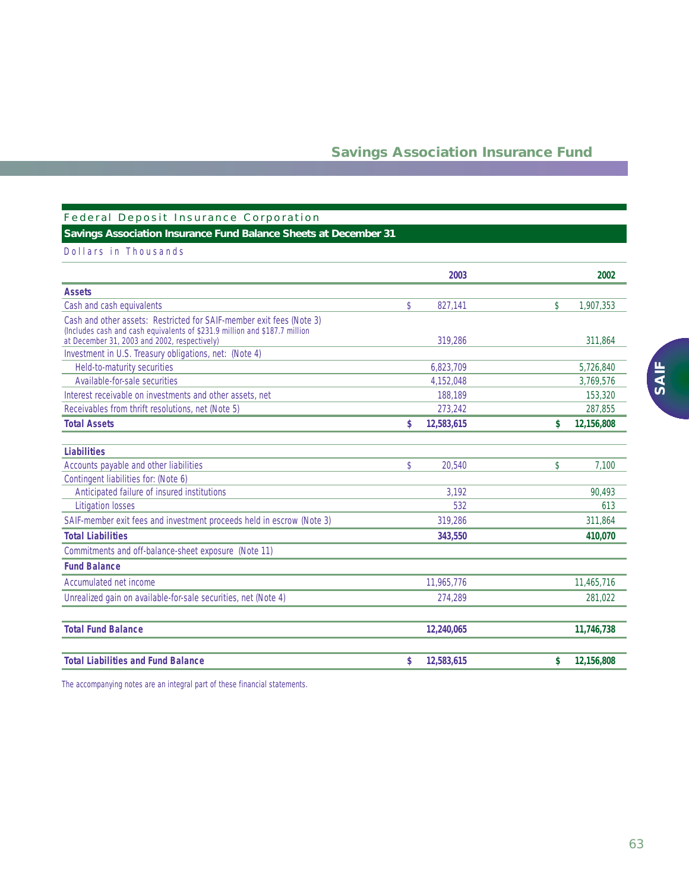## Savings Association Insurance Fund

Federal Deposit Insurance Corporation

### Savings Association Insurance Fund Balance Sheets at December 31

Dollars in Thousands

| | 2003 | 2002 |
|---|---|---|
| **Assets** | | |
| Cash and cash equivalents | $ 827,141 | $ 1,907,353 |
| Cash and other assets: Restricted for SAIF-member exit fees (Note 3) (Includes cash and cash equivalents of $231.9 million and $187.7 million at December 31, 2003 and 2002, respectively) | 319,286 | 311,864 |
| Investment in U.S. Treasury obligations, net: (Note 4) | | |
| Held-to-maturity securities | 6,823,709 | 5,726,840 |
| Available-for-sale securities | 4,152,048 | 3,769,576 |
| Interest receivable on investments and other assets, net | 188,189 | 153,320 |
| Receivables from thrift resolutions, net (Note 5) | 273,242 | 287,855 |
| **Total Assets** | **$ 12,583,615** | **$ 12,156,808** |
| **Liabilities** | | |
| Accounts payable and other liabilities | $ 20,540 | $ 7,100 |
| Contingent liabilities for: (Note 6) | | |
| Anticipated failure of insured institutions | 3,192 | 90,493 |
| Litigation losses | 532 | 613 |
| SAIF-member exit fees and investment proceeds held in escrow (Note 3) | 319,286 | 311,864 |
| **Total Liabilities** | **343,550** | **410,070** |
| Commitments and off-balance-sheet exposure (Note 11) | | |
| **Fund Balance** | | |
| Accumulated net income | 11,965,776 | 11,465,716 |
| Unrealized gain on available-for-sale securities, net (Note 4) | 274,289 | 281,022 |
| **Total Fund Balance** | **12,240,065** | **11,746,738** |
| **Total Liabilities and Fund Balance** | **$ 12,583,615** | **$ 12,156,808** |

The accompanying notes are an integral part of these financial statements.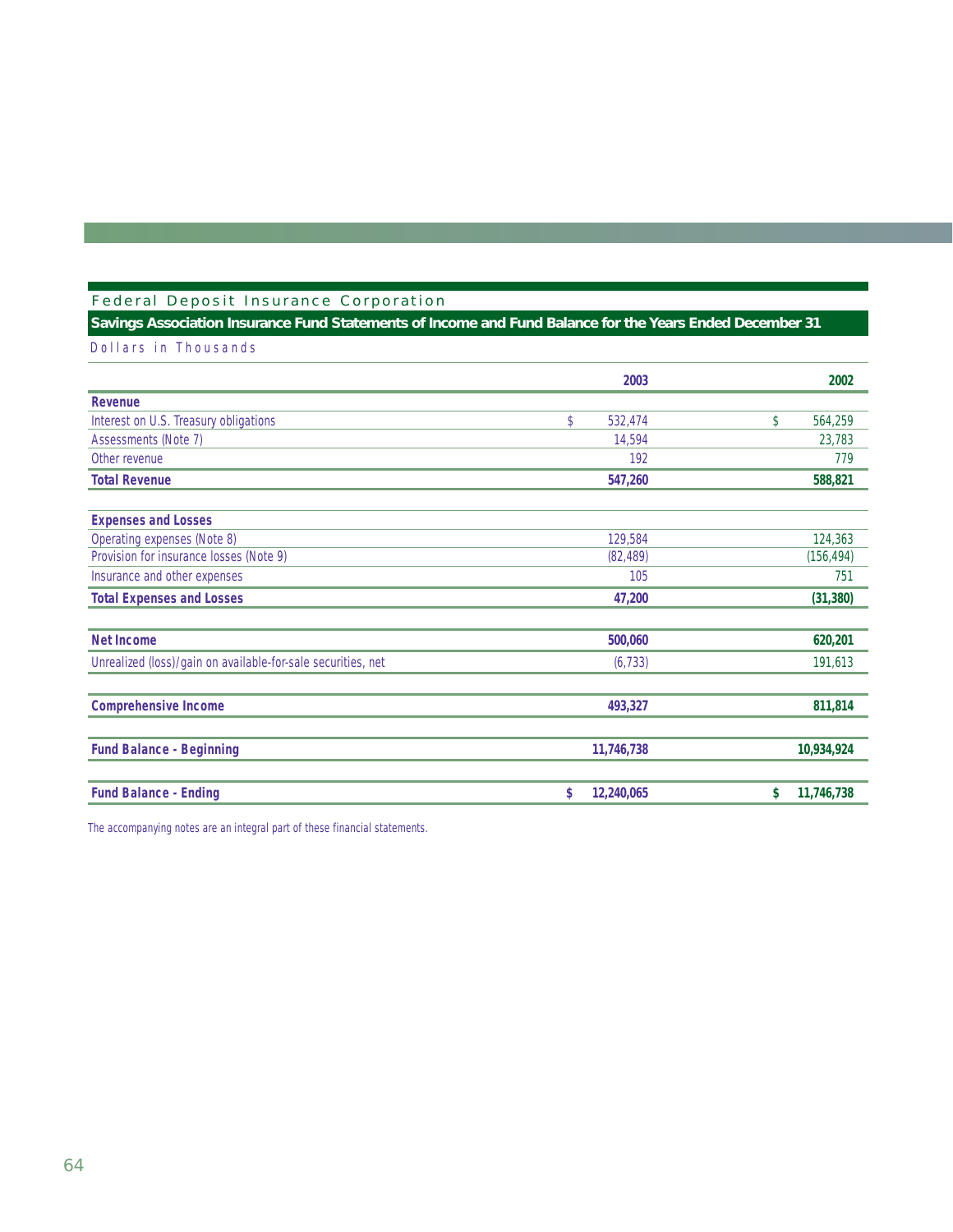Federal Deposit Insurance Corporation

## Savings Association Insurance Fund Statements of Income and Fund Balance for the Years Ended December 31

Dollars in Thousands

| | 2003 | 2002 |
|---|---|---|
| **Revenue** | | |
| Interest on U.S. Treasury obligations | $ 532,474 | $ 564,259 |
| Assessments (Note 7) | 14,594 | 23,783 |
| Other revenue | 192 | 779 |
| **Total Revenue** | **547,260** | **588,821** |
| | | |
| **Expenses and Losses** | | |
| Operating expenses (Note 8) | 129,584 | 124,363 |
| Provision for insurance losses (Note 9) | (82,489) | (156,494) |
| Insurance and other expenses | 105 | 751 |
| **Total Expenses and Losses** | **47,200** | **(31,380)** |
| | | |
| **Net Income** | **500,060** | **620,201** |
| Unrealized (loss)/gain on available-for-sale securities, net | (6,733) | 191,613 |
| | | |
| **Comprehensive Income** | **493,327** | **811,814** |
| | | |
| **Fund Balance - Beginning** | **11,746,738** | **10,934,924** |
| | | |
| **Fund Balance - Ending** | **$ 12,240,065** | **$ 11,746,738** |

The accompanying notes are an integral part of these financial statements.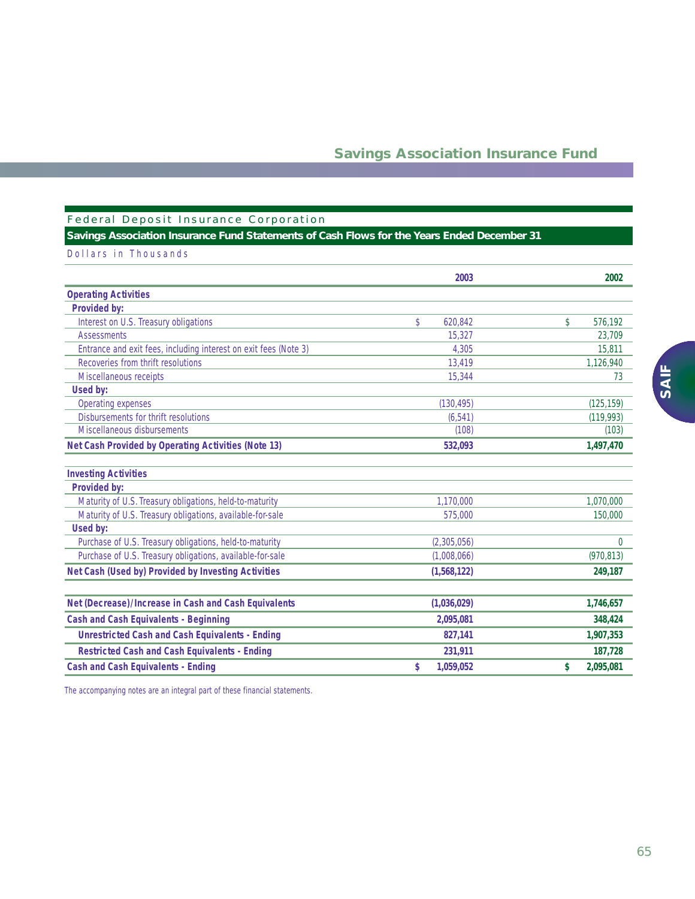Federal Deposit Insurance Corporation

## Savings Association Insurance Fund Statements of Cash Flows for the Years Ended December 31

Dollars in Thousands

| | 2003 | 2002 |
|---|---|---|
| **Operating Activities** | | |
| **Provided by:** | | |
| Interest on U.S. Treasury obligations | $ 620,842 | $ 576,192 |
| Assessments | 15,327 | 23,709 |
| Entrance and exit fees, including interest on exit fees (Note 3) | 4,305 | 15,811 |
| Recoveries from thrift resolutions | 13,419 | 1,126,940 |
| Miscellaneous receipts | 15,344 | 73 |
| **Used by:** | | |
| Operating expenses | (130,495) | (125,159) |
| Disbursements for thrift resolutions | (6,541) | (119,993) |
| Miscellaneous disbursements | (108) | (103) |
| **Net Cash Provided by Operating Activities (Note 13)** | **532,093** | **1,497,470** |
| **Investing Activities** | | |
| **Provided by:** | | |
| Maturity of U.S. Treasury obligations, held-to-maturity | 1,170,000 | 1,070,000 |
| Maturity of U.S. Treasury obligations, available-for-sale | 575,000 | 150,000 |
| **Used by:** | | |
| Purchase of U.S. Treasury obligations, held-to-maturity | (2,305,056) | 0 |
| Purchase of U.S. Treasury obligations, available-for-sale | (1,008,066) | (970,813) |
| **Net Cash (Used by) Provided by Investing Activities** | **(1,568,122)** | **249,187** |
| **Net (Decrease)/Increase in Cash and Cash Equivalents** | **(1,036,029)** | **1,746,657** |
| **Cash and Cash Equivalents - Beginning** | **2,095,081** | **348,424** |
| **Unrestricted Cash and Cash Equivalents - Ending** | **827,141** | **1,907,353** |
| **Restricted Cash and Cash Equivalents - Ending** | **231,911** | **187,728** |
| **Cash and Cash Equivalents - Ending** | **$ 1,059,052** | **$ 2,095,081** |

The accompanying notes are an integral part of these financial statements.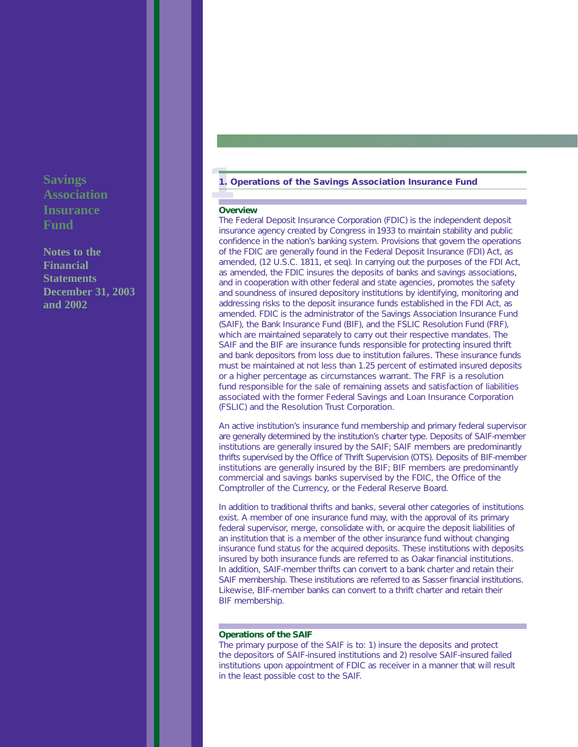Savings Association Insurance Fund

Notes to the Financial Statements December 31, 2003 and 2002

## 1. Operations of the Savings Association Insurance Fund

### Overview

The Federal Deposit Insurance Corporation (FDIC) is the independent deposit insurance agency created by Congress in 1933 to maintain stability and public confidence in the nation's banking system. Provisions that govern the operations of the FDIC are generally found in the Federal Deposit Insurance (FDI) Act, as amended, (12 U.S.C. 1811, et seq). In carrying out the purposes of the FDI Act, as amended, the FDIC insures the deposits of banks and savings associations, and in cooperation with other federal and state agencies, promotes the safety and soundness of insured depository institutions by identifying, monitoring and addressing risks to the deposit insurance funds established in the FDI Act, as amended. FDIC is the administrator of the Savings Association Insurance Fund (SAIF), the Bank Insurance Fund (BIF), and the FSLIC Resolution Fund (FRF), which are maintained separately to carry out their respective mandates. The SAIF and the BIF are insurance funds responsible for protecting insured thrift and bank depositors from loss due to institution failures. These insurance funds must be maintained at not less than 1.25 percent of estimated insured deposits or a higher percentage as circumstances warrant. The FRF is a resolution fund responsible for the sale of remaining assets and satisfaction of liabilities associated with the former Federal Savings and Loan Insurance Corporation (FSLIC) and the Resolution Trust Corporation.

An active institution's insurance fund membership and primary federal supervisor are generally determined by the institution's charter type. Deposits of SAIF-member institutions are generally insured by the SAIF; SAIF members are predominantly thrifts supervised by the Office of Thrift Supervision (OTS). Deposits of BIF-member institutions are generally insured by the BIF; BIF members are predominantly commercial and savings banks supervised by the FDIC, the Office of the Comptroller of the Currency, or the Federal Reserve Board.

In addition to traditional thrifts and banks, several other categories of institutions exist. A member of one insurance fund may, with the approval of its primary federal supervisor, merge, consolidate with, or acquire the deposit liabilities of an institution that is a member of the other insurance fund without changing insurance fund status for the acquired deposits. These institutions with deposits insured by both insurance funds are referred to as Oakar financial institutions. In addition, SAIF-member thrifts can convert to a bank charter and retain their SAIF membership. These institutions are referred to as Sasser financial institutions. Likewise, BIF-member banks can convert to a thrift charter and retain their BIF membership.

### Operations of the SAIF

The primary purpose of the SAIF is to: 1) insure the deposits and protect the depositors of SAIF-insured institutions and 2) resolve SAIF-insured failed institutions upon appointment of FDIC as receiver in a manner that will result in the least possible cost to the SAIF.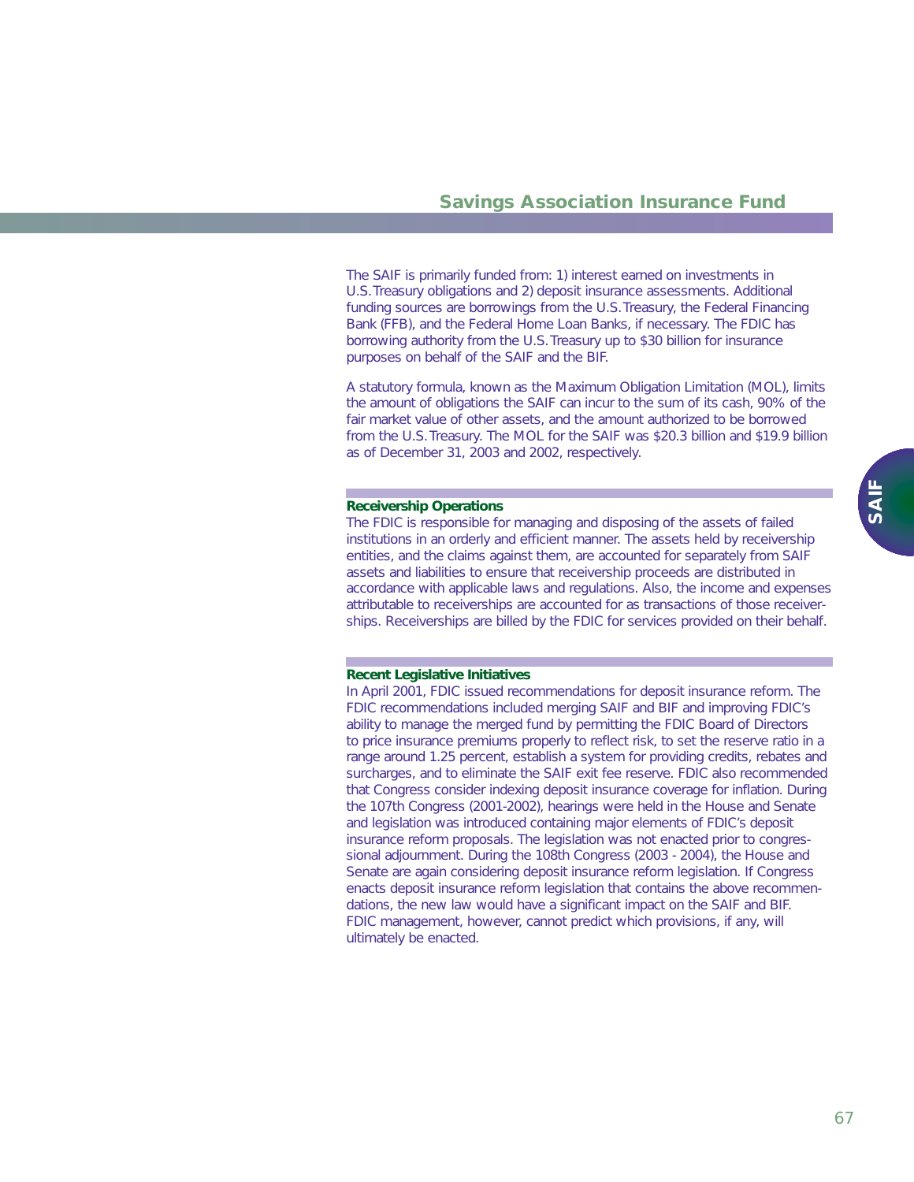The SAIF is primarily funded from: 1) interest earned on investments in U.S. Treasury obligations and 2) deposit insurance assessments. Additional funding sources are borrowings from the U.S. Treasury, the Federal Financing Bank (FFB), and the Federal Home Loan Banks, if necessary. The FDIC has borrowing authority from the U.S. Treasury up to $30 billion for insurance purposes on behalf of the SAIF and the BIF.

A statutory formula, known as the Maximum Obligation Limitation (MOL), limits the amount of obligations the SAIF can incur to the sum of its cash, 90% of the fair market value of other assets, and the amount authorized to be borrowed from the U.S. Treasury. The MOL for the SAIF was $20.3 billion and $19.9 billion as of December 31, 2003 and 2002, respectively.

### Receivership Operations

The FDIC is responsible for managing and disposing of the assets of failed institutions in an orderly and efficient manner. The assets held by receivership entities, and the claims against them, are accounted for separately from SAIF assets and liabilities to ensure that receivership proceeds are distributed in accordance with applicable laws and regulations. Also, the income and expenses attributable to receiverships are accounted for as transactions of those receiverships. Receiverships are billed by the FDIC for services provided on their behalf.

### Recent Legislative Initiatives

In April 2001, FDIC issued recommendations for deposit insurance reform. The FDIC recommendations included merging SAIF and BIF and improving FDIC's ability to manage the merged fund by permitting the FDIC Board of Directors to price insurance premiums properly to reflect risk, to set the reserve ratio in a range around 1.25 percent, establish a system for providing credits, rebates and surcharges, and to eliminate the SAIF exit fee reserve. FDIC also recommended that Congress consider indexing deposit insurance coverage for inflation. During the 107th Congress (2001-2002), hearings were held in the House and Senate and legislation was introduced containing major elements of FDIC's deposit insurance reform proposals. The legislation was not enacted prior to congressional adjournment. During the 108th Congress (2003 - 2004), the House and Senate are again considering deposit insurance reform legislation. If Congress enacts deposit insurance reform legislation that contains the above recommendations, the new law would have a significant impact on the SAIF and BIF. FDIC management, however, cannot predict which provisions, if any, will ultimately be enacted.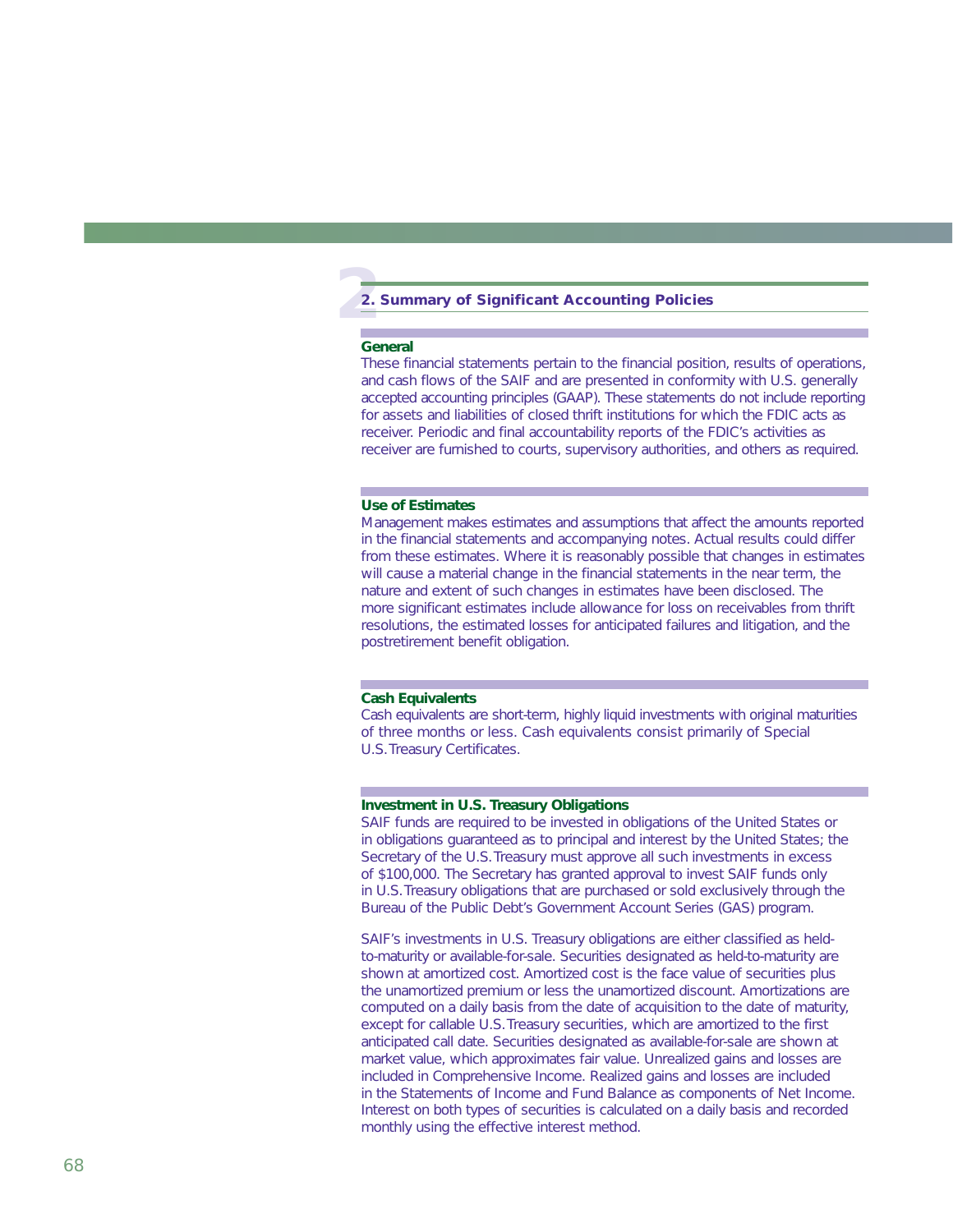## 2. Summary of Significant Accounting Policies

### General

These financial statements pertain to the financial position, results of operations, and cash flows of the SAIF and are presented in conformity with U.S. generally accepted accounting principles (GAAP). These statements do not include reporting for assets and liabilities of closed thrift institutions for which the FDIC acts as receiver. Periodic and final accountability reports of the FDIC's activities as receiver are furnished to courts, supervisory authorities, and others as required.

### Use of Estimates

Management makes estimates and assumptions that affect the amounts reported in the financial statements and accompanying notes. Actual results could differ from these estimates. Where it is reasonably possible that changes in estimates will cause a material change in the financial statements in the near term, the nature and extent of such changes in estimates have been disclosed. The more significant estimates include allowance for loss on receivables from thrift resolutions, the estimated losses for anticipated failures and litigation, and the postretirement benefit obligation.

### Cash Equivalents

Cash equivalents are short-term, highly liquid investments with original maturities of three months or less. Cash equivalents consist primarily of Special U.S. Treasury Certificates.

### Investment in U.S. Treasury Obligations

SAIF funds are required to be invested in obligations of the United States or in obligations guaranteed as to principal and interest by the United States; the Secretary of the U.S. Treasury must approve all such investments in excess of $100,000. The Secretary has granted approval to invest SAIF funds only in U.S. Treasury obligations that are purchased or sold exclusively through the Bureau of the Public Debt's Government Account Series (GAS) program.

SAIF's investments in U.S. Treasury obligations are either classified as held-to-maturity or available-for-sale. Securities designated as held-to-maturity are shown at amortized cost. Amortized cost is the face value of securities plus the unamortized premium or less the unamortized discount. Amortizations are computed on a daily basis from the date of acquisition to the date of maturity, except for callable U.S. Treasury securities, which are amortized to the first anticipated call date. Securities designated as available-for-sale are shown at market value, which approximates fair value. Unrealized gains and losses are included in Comprehensive Income. Realized gains and losses are included in the Statements of Income and Fund Balance as components of Net Income. Interest on both types of securities is calculated on a daily basis and recorded monthly using the effective interest method.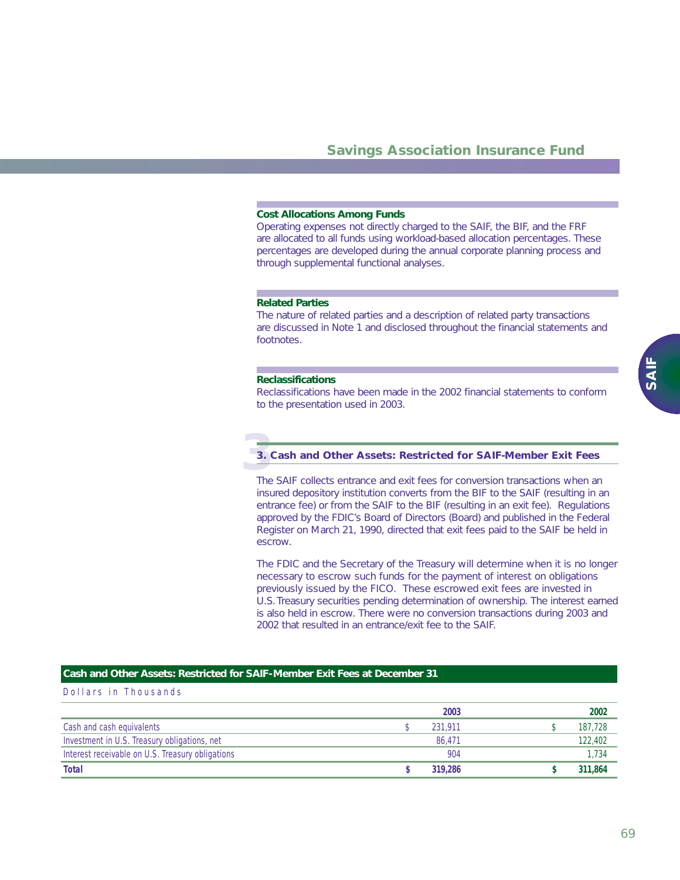### Cost Allocations Among Funds

Operating expenses not directly charged to the SAIF, the BIF, and the FRF are allocated to all funds using workload-based allocation percentages. These percentages are developed during the annual corporate planning process and through supplemental functional analyses.

### Related Parties

The nature of related parties and a description of related party transactions are discussed in Note 1 and disclosed throughout the financial statements and footnotes.

### Reclassifications

Reclassifications have been made in the 2002 financial statements to conform to the presentation used in 2003.

## 3. Cash and Other Assets: Restricted for SAIF-Member Exit Fees

The SAIF collects entrance and exit fees for conversion transactions when an insured depository institution converts from the BIF to the SAIF (resulting in an entrance fee) or from the SAIF to the BIF (resulting in an exit fee). Regulations approved by the FDIC's Board of Directors (Board) and published in the Federal Register on March 21, 1990, directed that exit fees paid to the SAIF be held in escrow.

The FDIC and the Secretary of the Treasury will determine when it is no longer necessary to escrow such funds for the payment of interest on obligations previously issued by the FICO. These escrowed exit fees are invested in U.S. Treasury securities pending determination of ownership. The interest earned is also held in escrow. There were no conversion transactions during 2003 and 2002 that resulted in an entrance/exit fee to the SAIF.

**Cash and Other Assets: Restricted for SAIF-Member Exit Fees at December 31**

Dollars in Thousands

| | 2003 | 2002 |
|---|---|---|
| Cash and cash equivalents | $ 231,911 | $ 187,728 |
| Investment in U.S. Treasury obligations, net | 86,471 | 122,402 |
| Interest receivable on U.S. Treasury obligations | 904 | 1,734 |
| **Total** | **$ 319,286** | **$ 311,864** |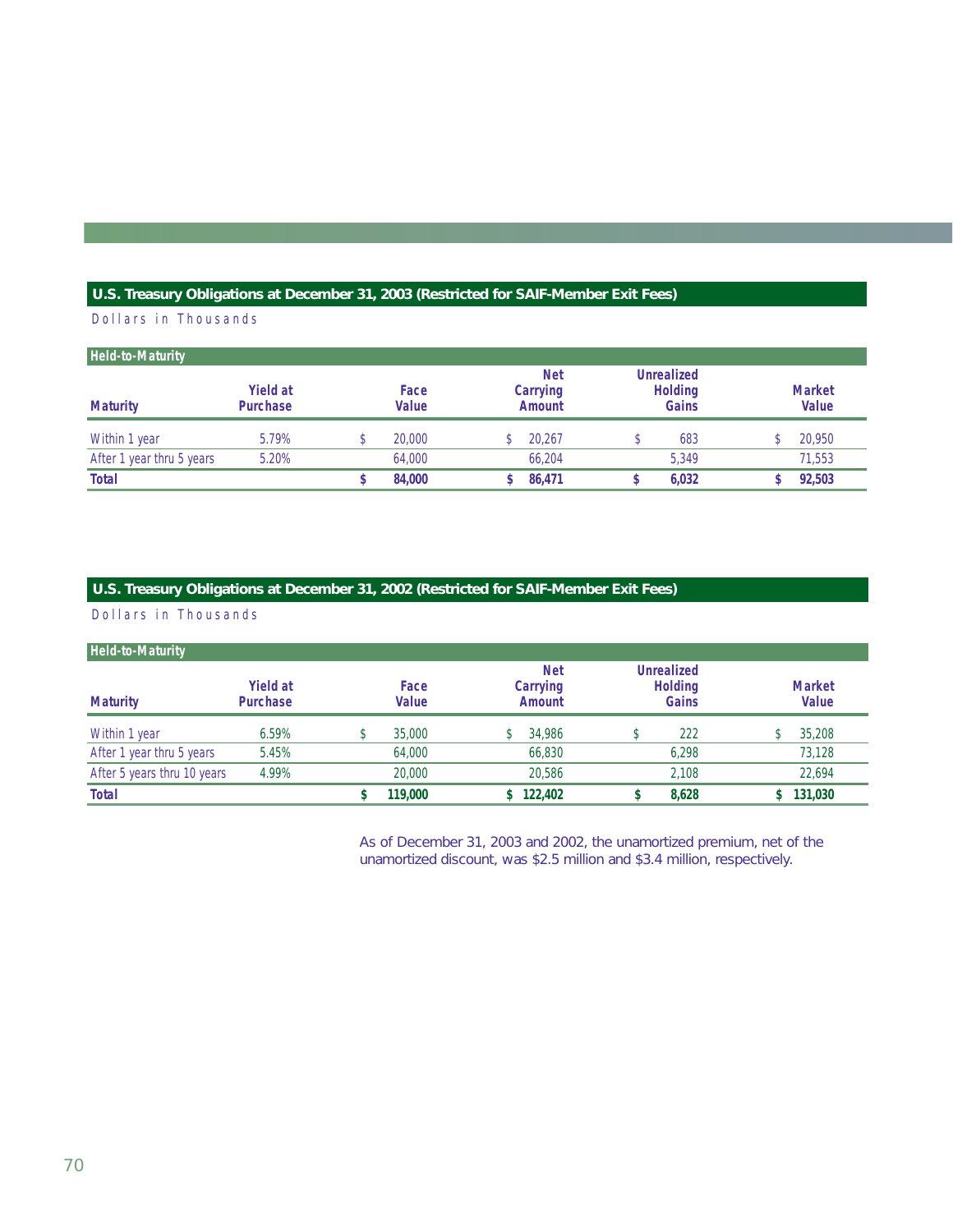## U.S. Treasury Obligations at December 31, 2003 (Restricted for SAIF-Member Exit Fees)

Dollars in Thousands

| Held-to-Maturity | | | | | |
|---|---|---|---|---|---|
| Maturity | Yield at Purchase | Face Value | Net Carrying Amount | Unrealized Holding Gains | Market Value |
| Within 1 year | 5.79% | $ 20,000 | $ 20,267 | $ 683 | $ 20,950 |
| After 1 year thru 5 years | 5.20% | 64,000 | 66,204 | 5,349 | 71,553 |
| **Total** | | **$ 84,000** | **$ 86,471** | **$ 6,032** | **$ 92,503** |

## U.S. Treasury Obligations at December 31, 2002 (Restricted for SAIF-Member Exit Fees)

Dollars in Thousands

| Held-to-Maturity | | | | | |
|---|---|---|---|---|---|
| Maturity | Yield at Purchase | Face Value | Net Carrying Amount | Unrealized Holding Gains | Market Value |
| Within 1 year | 6.59% | $ 35,000 | $ 34,986 | $ 222 | $ 35,208 |
| After 1 year thru 5 years | 5.45% | 64,000 | 66,830 | 6,298 | 73,128 |
| After 5 years thru 10 years | 4.99% | 20,000 | 20,586 | 2,108 | 22,694 |
| **Total** | | **$ 119,000** | **$ 122,402** | **$ 8,628** | **$ 131,030** |

As of December 31, 2003 and 2002, the unamortized premium, net of the unamortized discount, was $2.5 million and $3.4 million, respectively.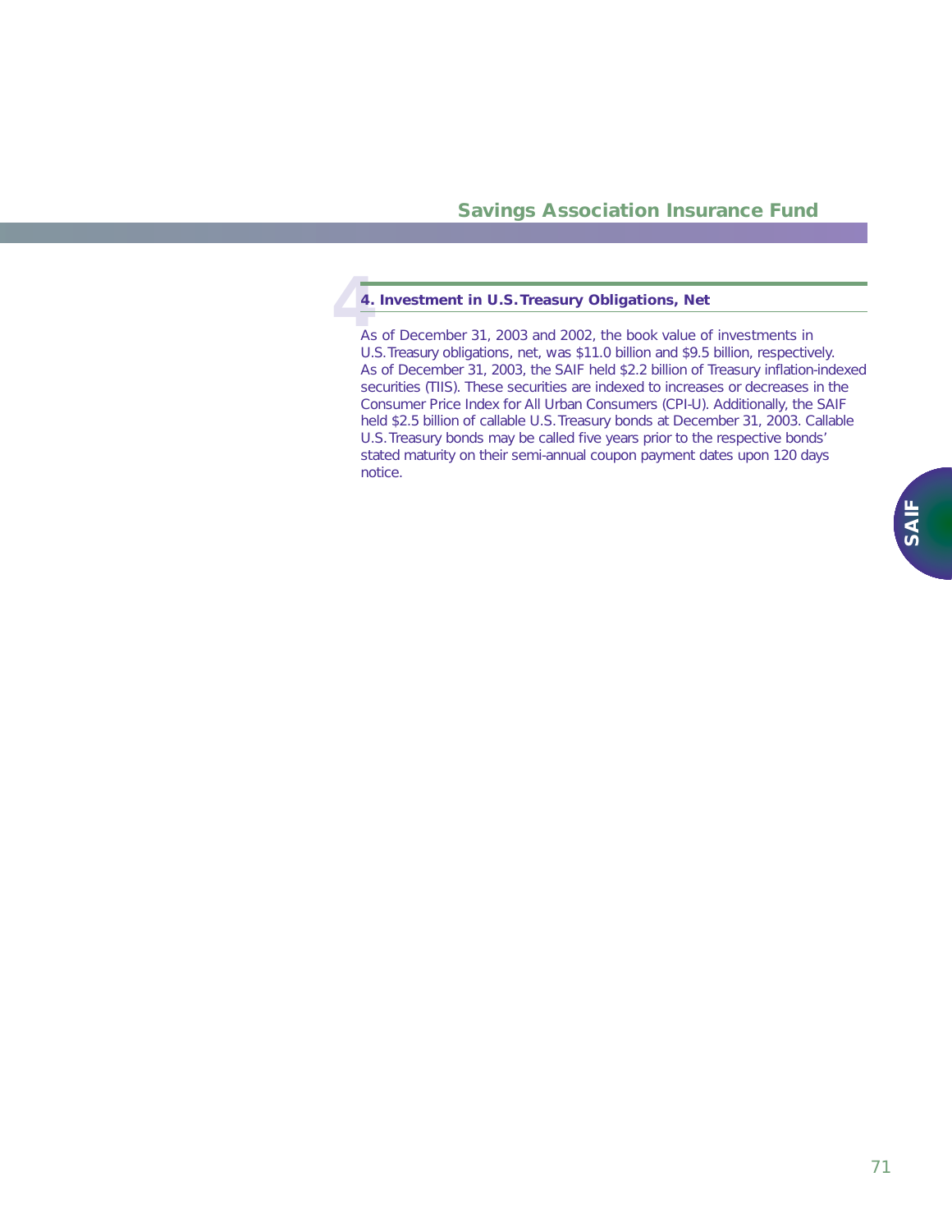### 4. Investment in U.S. Treasury Obligations, Net

As of December 31, 2003 and 2002, the book value of investments in U.S. Treasury obligations, net, was $11.0 billion and $9.5 billion, respectively. As of December 31, 2003, the SAIF held $2.2 billion of Treasury inflation-indexed securities (TIIS). These securities are indexed to increases or decreases in the Consumer Price Index for All Urban Consumers (CPI-U). Additionally, the SAIF held $2.5 billion of callable U.S. Treasury bonds at December 31, 2003. Callable U.S. Treasury bonds may be called five years prior to the respective bonds' stated maturity on their semi-annual coupon payment dates upon 120 days notice.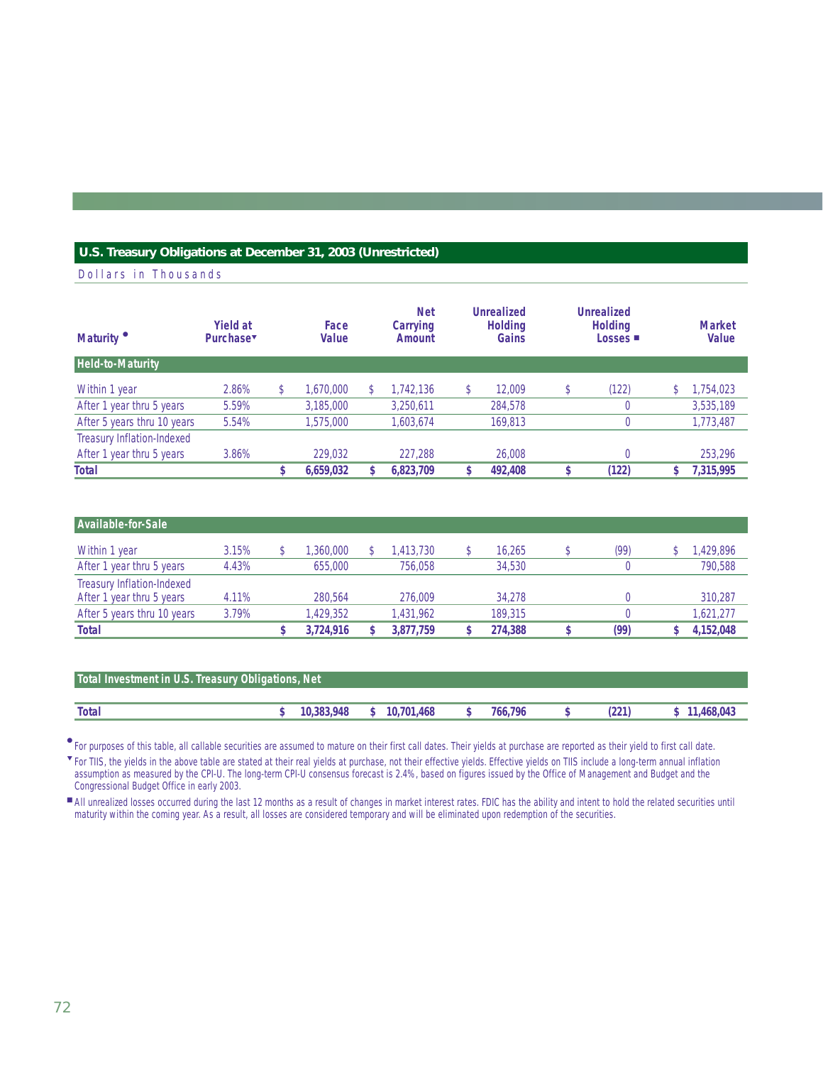## U.S. Treasury Obligations at December 31, 2003 (Unrestricted)

Dollars in Thousands

| Maturity • | Yield at Purchase ▾ | Face Value | Net Carrying Amount | Unrealized Holding Gains | Unrealized Holding Losses ■ | Market Value |
|---|---|---|---|---|---|---|
| **Held-to-Maturity** | | | | | | |
| Within 1 year | 2.86% | $ 1,670,000 | $ 1,742,136 | $ 12,009 | $ (122) | $ 1,754,023 |
| After 1 year thru 5 years | 5.59% | 3,185,000 | 3,250,611 | 284,578 | 0 | 3,535,189 |
| After 5 years thru 10 years | 5.54% | 1,575,000 | 1,603,674 | 169,813 | 0 | 1,773,487 |
| Treasury Inflation-Indexed After 1 year thru 5 years | 3.86% | 229,032 | 227,288 | 26,008 | 0 | 253,296 |
| **Total** | | **$ 6,659,032** | **$ 6,823,709** | **$ 492,408** | **$ (122)** | **$ 7,315,995** |

| Maturity | Yield at Purchase | Face Value | Net Carrying Amount | Unrealized Holding Gains | Unrealized Holding Losses | Market Value |
|---|---|---|---|---|---|---|
| **Available-for-Sale** | | | | | | |
| Within 1 year | 3.15% | $ 1,360,000 | $ 1,413,730 | $ 16,265 | $ (99) | $ 1,429,896 |
| After 1 year thru 5 years | 4.43% | 655,000 | 756,058 | 34,530 | 0 | 790,588 |
| Treasury Inflation-Indexed After 1 year thru 5 years | 4.11% | 280,564 | 276,009 | 34,278 | 0 | 310,287 |
| After 5 years thru 10 years | 3.79% | 1,429,352 | 1,431,962 | 189,315 | 0 | 1,621,277 |
| **Total** | | **$ 3,724,916** | **$ 3,877,759** | **$ 274,388** | **$ (99)** | **$ 4,152,048** |

| Total Investment in U.S. Treasury Obligations, Net | | Face Value | Net Carrying Amount | Unrealized Holding Gains | Unrealized Holding Losses | Market Value |
|---|---|---|---|---|---|---|
| **Total** | | **$ 10,383,948** | **$ 10,701,468** | **$ 766,796** | **$ (221)** | **$ 11,468,043** |

• For purposes of this table, all callable securities are assumed to mature on their first call dates. Their yields at purchase are reported as their yield to first call date.

▾ For TIIS, the yields in the above table are stated at their real yields at purchase, not their effective yields. Effective yields on TIIS include a long-term annual inflation assumption as measured by the CPI-U. The long-term CPI-U consensus forecast is 2.4%, based on figures issued by the Office of Management and Budget and the Congressional Budget Office in early 2003.

■ All unrealized losses occurred during the last 12 months as a result of changes in market interest rates. FDIC has the ability and intent to hold the related securities until maturity within the coming year. As a result, all losses are considered temporary and will be eliminated upon redemption of the securities.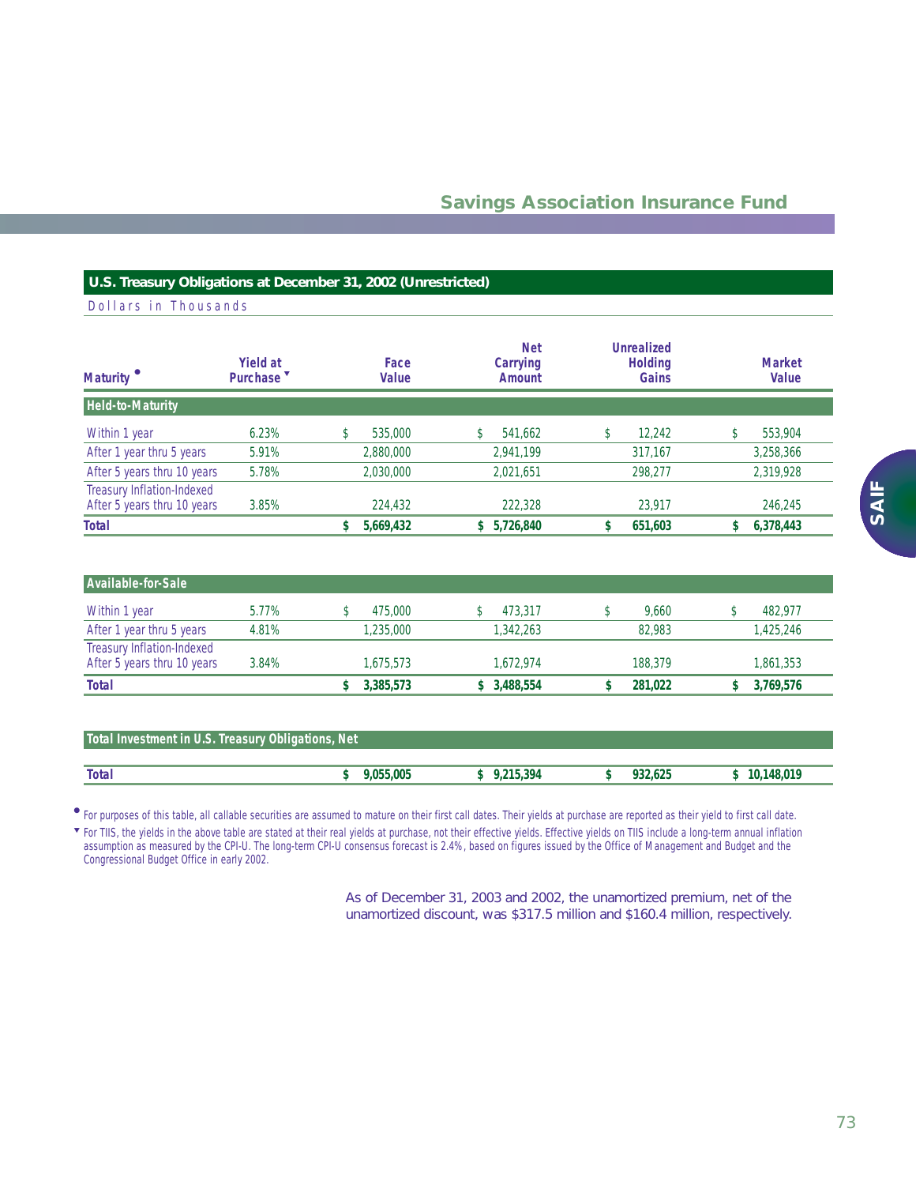## U.S. Treasury Obligations at December 31, 2002 (Unrestricted)

Dollars in Thousands

| Maturity • | Yield at Purchase ▾ | Face Value | Net Carrying Amount | Unrealized Holding Gains | Market Value |
|---|---|---|---|---|---|
| **Held-to-Maturity** | | | | | |
| Within 1 year | 6.23% | $ 535,000 | $ 541,662 | $ 12,242 | $ 553,904 |
| After 1 year thru 5 years | 5.91% | 2,880,000 | 2,941,199 | 317,167 | 3,258,366 |
| After 5 years thru 10 years | 5.78% | 2,030,000 | 2,021,651 | 298,277 | 2,319,928 |
| Treasury Inflation-Indexed After 5 years thru 10 years | 3.85% | 224,432 | 222,328 | 23,917 | 246,245 |
| **Total** | | **$ 5,669,432** | **$ 5,726,840** | **$ 651,603** | **$ 6,378,443** |
| **Available-for-Sale** | | | | | |
| Within 1 year | 5.77% | $ 475,000 | $ 473,317 | $ 9,660 | $ 482,977 |
| After 1 year thru 5 years | 4.81% | 1,235,000 | 1,342,263 | 82,983 | 1,425,246 |
| Treasury Inflation-Indexed After 5 years thru 10 years | 3.84% | 1,675,573 | 1,672,974 | 188,379 | 1,861,353 |
| **Total** | | **$ 3,385,573** | **$ 3,488,554** | **$ 281,022** | **$ 3,769,576** |
| **Total Investment in U.S. Treasury Obligations, Net** | | | | | |
| **Total** | | **$ 9,055,005** | **$ 9,215,394** | **$ 932,625** | **$ 10,148,019** |

• For purposes of this table, all callable securities are assumed to mature on their first call dates. Their yields at purchase are reported as their yield to first call date.

▾ For TIIS, the yields in the above table are stated at their real yields at purchase, not their effective yields. Effective yields on TIIS include a long-term annual inflation assumption as measured by the CPI-U. The long-term CPI-U consensus forecast is 2.4%, based on figures issued by the Office of Management and Budget and the Congressional Budget Office in early 2002.

As of December 31, 2003 and 2002, the unamortized premium, net of the unamortized discount, was $317.5 million and $160.4 million, respectively.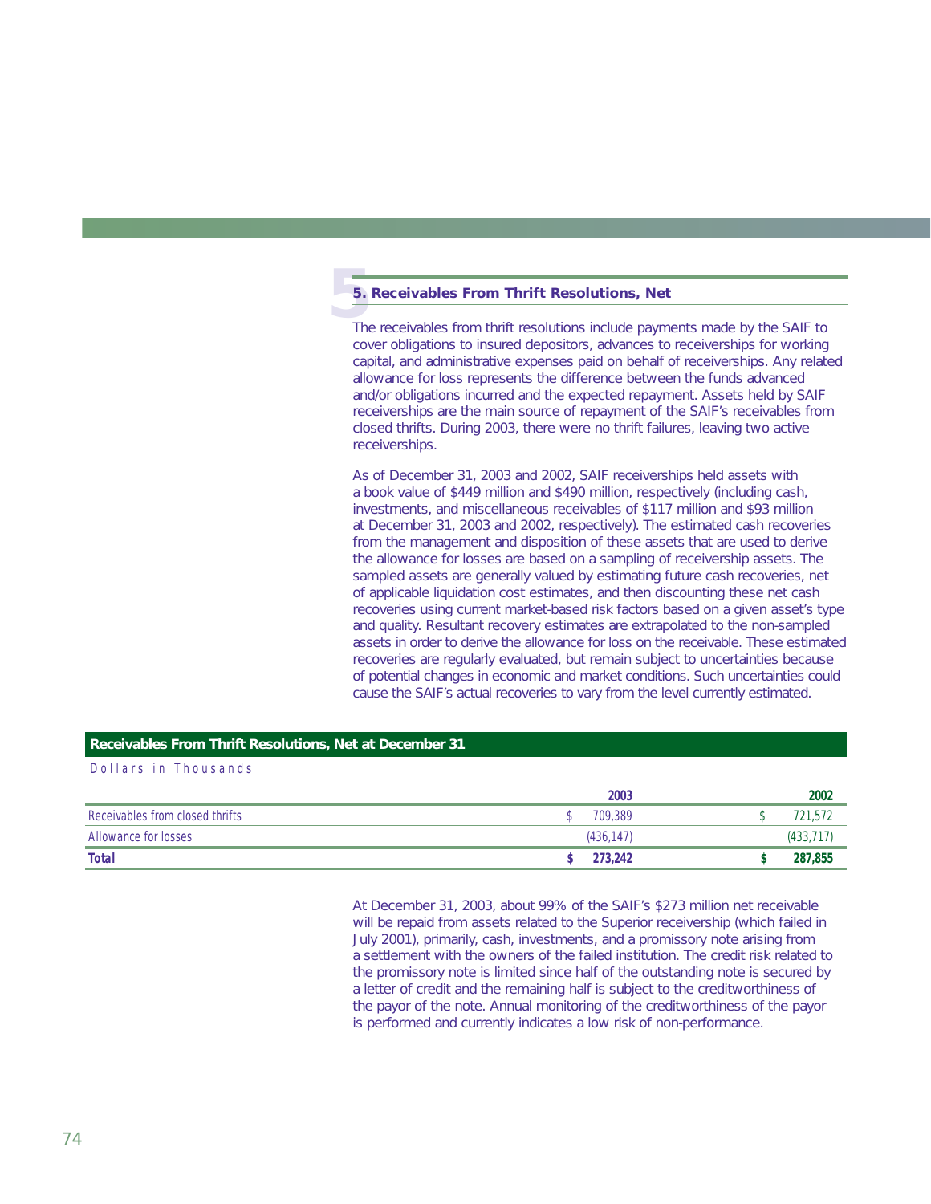## 5. Receivables From Thrift Resolutions, Net

The receivables from thrift resolutions include payments made by the SAIF to cover obligations to insured depositors, advances to receiverships for working capital, and administrative expenses paid on behalf of receiverships. Any related allowance for loss represents the difference between the funds advanced and/or obligations incurred and the expected repayment. Assets held by SAIF receiverships are the main source of repayment of the SAIF's receivables from closed thrifts. During 2003, there were no thrift failures, leaving two active receiverships.

As of December 31, 2003 and 2002, SAIF receiverships held assets with a book value of $449 million and $490 million, respectively (including cash, investments, and miscellaneous receivables of $117 million and $93 million at December 31, 2003 and 2002, respectively). The estimated cash recoveries from the management and disposition of these assets that are used to derive the allowance for losses are based on a sampling of receivership assets. The sampled assets are generally valued by estimating future cash recoveries, net of applicable liquidation cost estimates, and then discounting these net cash recoveries using current market-based risk factors based on a given asset's type and quality. Resultant recovery estimates are extrapolated to the non-sampled assets in order to derive the allowance for loss on the receivable. These estimated recoveries are regularly evaluated, but remain subject to uncertainties because of potential changes in economic and market conditions. Such uncertainties could cause the SAIF's actual recoveries to vary from the level currently estimated.

**Receivables From Thrift Resolutions, Net at December 31**

Dollars in Thousands

| | 2003 | 2002 |
|---|---|---|
| Receivables from closed thrifts | $ 709,389 | $ 721,572 |
| Allowance for losses | (436,147) | (433,717) |
| **Total** | **$ 273,242** | **$ 287,855** |

At December 31, 2003, about 99% of the SAIF's $273 million net receivable will be repaid from assets related to the Superior receivership (which failed in July 2001), primarily, cash, investments, and a promissory note arising from a settlement with the owners of the failed institution. The credit risk related to the promissory note is limited since half of the outstanding note is secured by a letter of credit and the remaining half is subject to the creditworthiness of the payor of the note. Annual monitoring of the creditworthiness of the payor is performed and currently indicates a low risk of non-performance.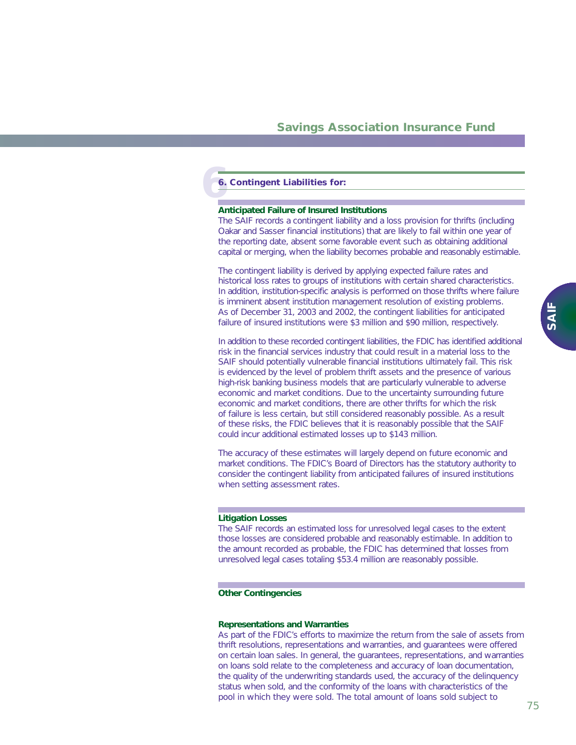## 6. Contingent Liabilities for:

### Anticipated Failure of Insured Institutions

The SAIF records a contingent liability and a loss provision for thrifts (including Oakar and Sasser financial institutions) that are likely to fail within one year of the reporting date, absent some favorable event such as obtaining additional capital or merging, when the liability becomes probable and reasonably estimable.

The contingent liability is derived by applying expected failure rates and historical loss rates to groups of institutions with certain shared characteristics. In addition, institution-specific analysis is performed on those thrifts where failure is imminent absent institution management resolution of existing problems. As of December 31, 2003 and 2002, the contingent liabilities for anticipated failure of insured institutions were $3 million and $90 million, respectively.

In addition to these recorded contingent liabilities, the FDIC has identified additional risk in the financial services industry that could result in a material loss to the SAIF should potentially vulnerable financial institutions ultimately fail. This risk is evidenced by the level of problem thrift assets and the presence of various high-risk banking business models that are particularly vulnerable to adverse economic and market conditions. Due to the uncertainty surrounding future economic and market conditions, there are other thrifts for which the risk of failure is less certain, but still considered reasonably possible. As a result of these risks, the FDIC believes that it is reasonably possible that the SAIF could incur additional estimated losses up to $143 million.

The accuracy of these estimates will largely depend on future economic and market conditions. The FDIC's Board of Directors has the statutory authority to consider the contingent liability from anticipated failures of insured institutions when setting assessment rates.

### Litigation Losses

The SAIF records an estimated loss for unresolved legal cases to the extent those losses are considered probable and reasonably estimable. In addition to the amount recorded as probable, the FDIC has determined that losses from unresolved legal cases totaling $53.4 million are reasonably possible.

### Other Contingencies

#### Representations and Warranties

As part of the FDIC's efforts to maximize the return from the sale of assets from thrift resolutions, representations and warranties, and guarantees were offered on certain loan sales. In general, the guarantees, representations, and warranties on loans sold relate to the completeness and accuracy of loan documentation, the quality of the underwriting standards used, the accuracy of the delinquency status when sold, and the conformity of the loans with characteristics of the pool in which they were sold. The total amount of loans sold subject to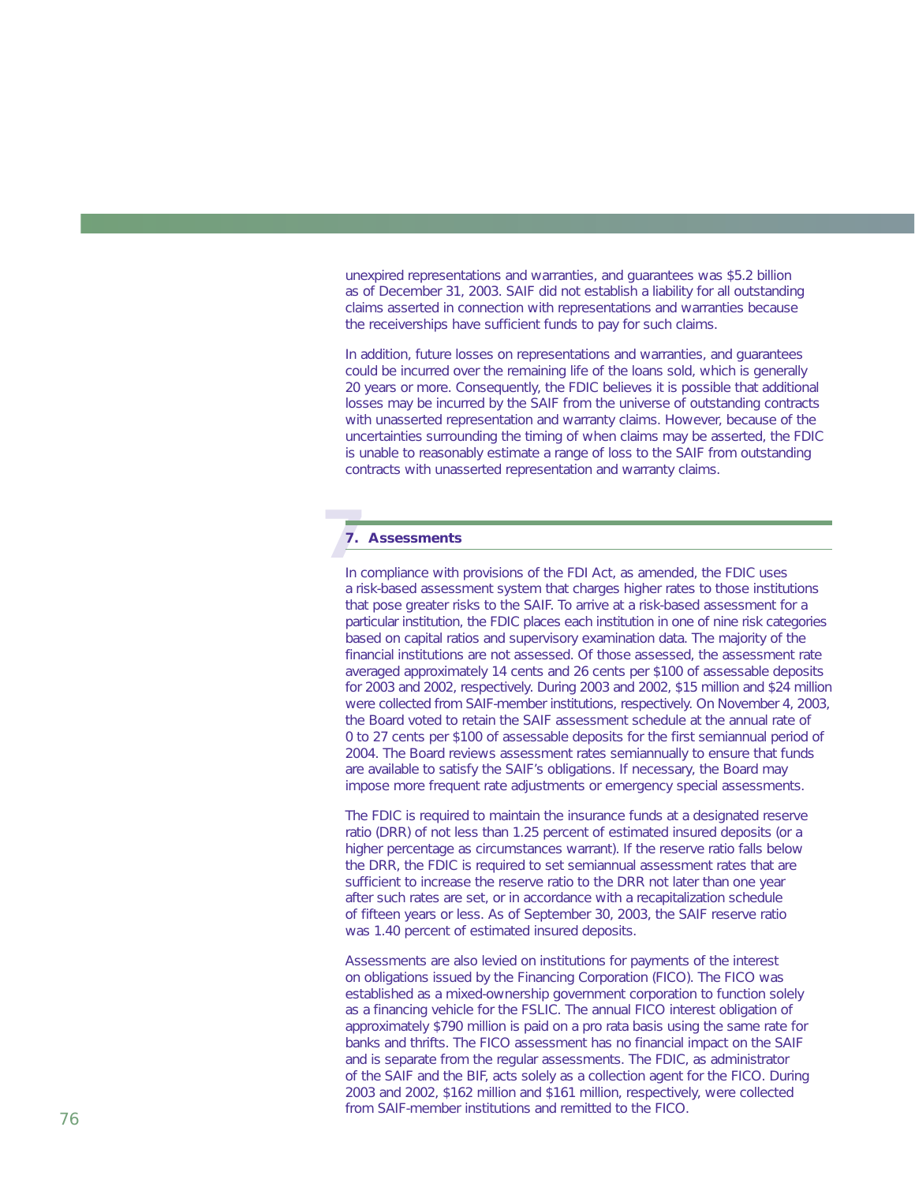unexpired representations and warranties, and guarantees was $5.2 billion as of December 31, 2003. SAIF did not establish a liability for all outstanding claims asserted in connection with representations and warranties because the receiverships have sufficient funds to pay for such claims.

In addition, future losses on representations and warranties, and guarantees could be incurred over the remaining life of the loans sold, which is generally 20 years or more. Consequently, the FDIC believes it is possible that additional losses may be incurred by the SAIF from the universe of outstanding contracts with unasserted representation and warranty claims. However, because of the uncertainties surrounding the timing of when claims may be asserted, the FDIC is unable to reasonably estimate a range of loss to the SAIF from outstanding contracts with unasserted representation and warranty claims.

## 7. Assessments

In compliance with provisions of the FDI Act, as amended, the FDIC uses a risk-based assessment system that charges higher rates to those institutions that pose greater risks to the SAIF. To arrive at a risk-based assessment for a particular institution, the FDIC places each institution in one of nine risk categories based on capital ratios and supervisory examination data. The majority of the financial institutions are not assessed. Of those assessed, the assessment rate averaged approximately 14 cents and 26 cents per $100 of assessable deposits for 2003 and 2002, respectively. During 2003 and 2002, $15 million and $24 million were collected from SAIF-member institutions, respectively. On November 4, 2003, the Board voted to retain the SAIF assessment schedule at the annual rate of 0 to 27 cents per $100 of assessable deposits for the first semiannual period of 2004. The Board reviews assessment rates semiannually to ensure that funds are available to satisfy the SAIF's obligations. If necessary, the Board may impose more frequent rate adjustments or emergency special assessments.

The FDIC is required to maintain the insurance funds at a designated reserve ratio (DRR) of not less than 1.25 percent of estimated insured deposits (or a higher percentage as circumstances warrant). If the reserve ratio falls below the DRR, the FDIC is required to set semiannual assessment rates that are sufficient to increase the reserve ratio to the DRR not later than one year after such rates are set, or in accordance with a recapitalization schedule of fifteen years or less. As of September 30, 2003, the SAIF reserve ratio was 1.40 percent of estimated insured deposits.

Assessments are also levied on institutions for payments of the interest on obligations issued by the Financing Corporation (FICO). The FICO was established as a mixed-ownership government corporation to function solely as a financing vehicle for the FSLIC. The annual FICO interest obligation of approximately $790 million is paid on a pro rata basis using the same rate for banks and thrifts. The FICO assessment has no financial impact on the SAIF and is separate from the regular assessments. The FDIC, as administrator of the SAIF and the BIF, acts solely as a collection agent for the FICO. During 2003 and 2002, $162 million and $161 million, respectively, were collected from SAIF-member institutions and remitted to the FICO.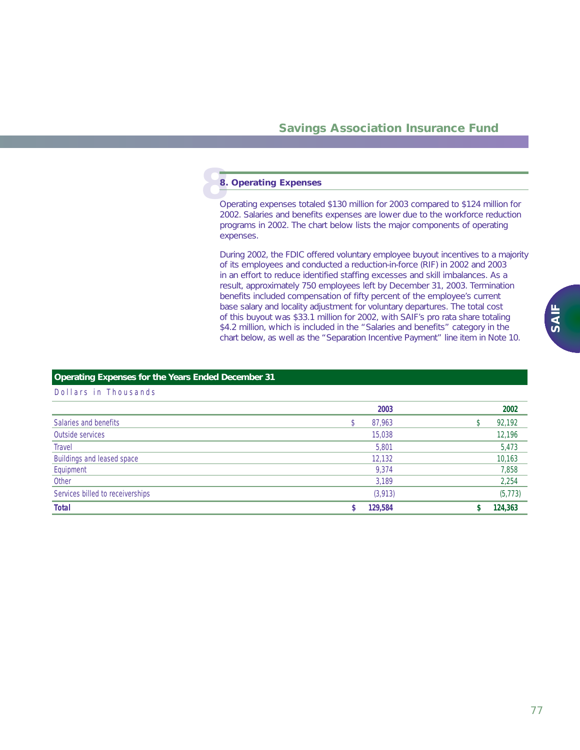## 8. Operating Expenses

Operating expenses totaled $130 million for 2003 compared to $124 million for 2002. Salaries and benefits expenses are lower due to the workforce reduction programs in 2002. The chart below lists the major components of operating expenses.

During 2002, the FDIC offered voluntary employee buyout incentives to a majority of its employees and conducted a reduction-in-force (RIF) in 2002 and 2003 in an effort to reduce identified staffing excesses and skill imbalances. As a result, approximately 750 employees left by December 31, 2003. Termination benefits included compensation of fifty percent of the employee's current base salary and locality adjustment for voluntary departures. The total cost of this buyout was $33.1 million for 2002, with SAIF's pro rata share totaling $4.2 million, which is included in the "Salaries and benefits" category in the chart below, as well as the "Separation Incentive Payment" line item in Note 10.

**Operating Expenses for the Years Ended December 31**

Dollars in Thousands

| | 2003 | 2002 |
|---|---|---|
| Salaries and benefits | $ 87,963 | $ 92,192 |
| Outside services | 15,038 | 12,196 |
| Travel | 5,801 | 5,473 |
| Buildings and leased space | 12,132 | 10,163 |
| Equipment | 9,374 | 7,858 |
| Other | 3,189 | 2,254 |
| Services billed to receiverships | (3,913) | (5,773) |
| **Total** | **$ 129,584** | **$ 124,363** |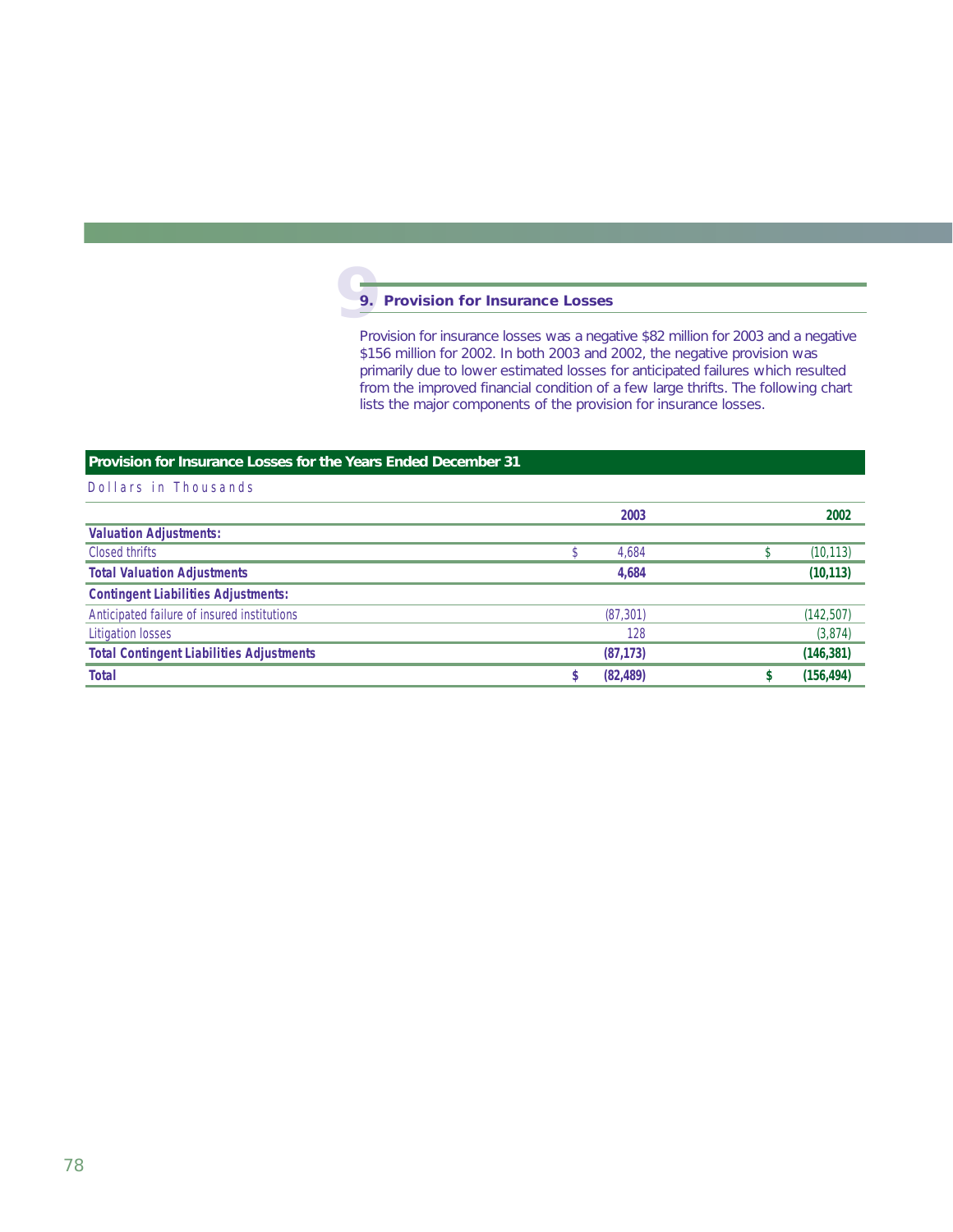## 9. Provision for Insurance Losses

Provision for insurance losses was a negative $82 million for 2003 and a negative $156 million for 2002. In both 2003 and 2002, the negative provision was primarily due to lower estimated losses for anticipated failures which resulted from the improved financial condition of a few large thrifts. The following chart lists the major components of the provision for insurance losses.

**Provision for Insurance Losses for the Years Ended December 31**

Dollars in Thousands

| | 2003 | 2002 |
|---|---|---|
| **Valuation Adjustments:** | | |
| Closed thrifts | $ 4,684 | $ (10,113) |
| **Total Valuation Adjustments** | **4,684** | **(10,113)** |
| **Contingent Liabilities Adjustments:** | | |
| Anticipated failure of insured institutions | (87,301) | (142,507) |
| Litigation losses | 128 | (3,874) |
| **Total Contingent Liabilities Adjustments** | **(87,173)** | **(146,381)** |
| **Total** | **$ (82,489)** | **$ (156,494)** |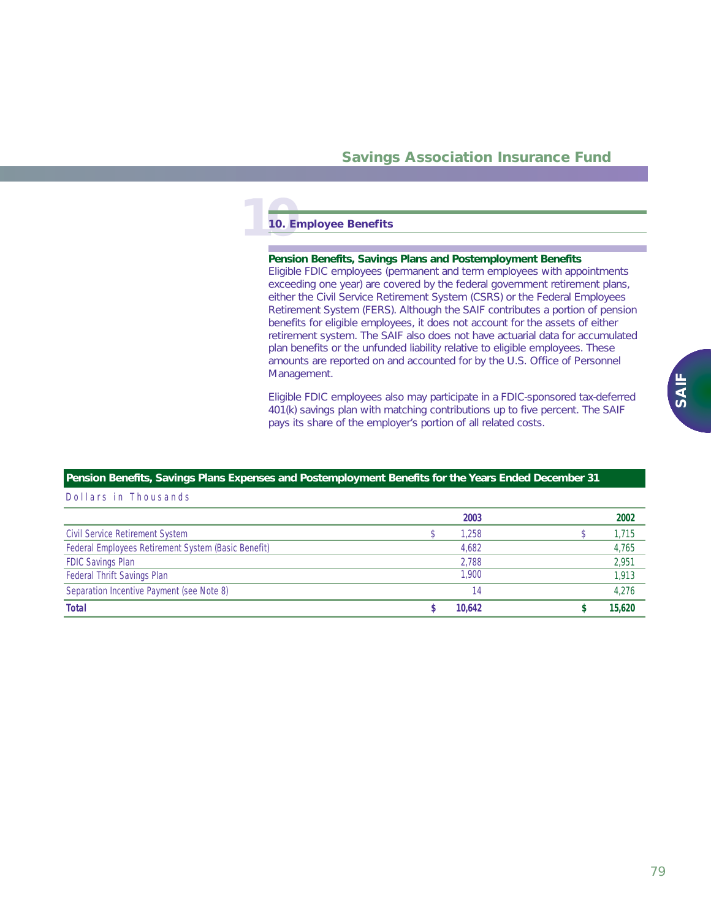## 10. Employee Benefits

### Pension Benefits, Savings Plans and Postemployment Benefits

Eligible FDIC employees (permanent and term employees with appointments exceeding one year) are covered by the federal government retirement plans, either the Civil Service Retirement System (CSRS) or the Federal Employees Retirement System (FERS). Although the SAIF contributes a portion of pension benefits for eligible employees, it does not account for the assets of either retirement system. The SAIF also does not have actuarial data for accumulated plan benefits or the unfunded liability relative to eligible employees. These amounts are reported on and accounted for by the U.S. Office of Personnel Management.

Eligible FDIC employees also may participate in a FDIC-sponsored tax-deferred 401(k) savings plan with matching contributions up to five percent. The SAIF pays its share of the employer's portion of all related costs.

**Pension Benefits, Savings Plans Expenses and Postemployment Benefits for the Years Ended December 31**

Dollars in Thousands

| | 2003 | 2002 |
|---|---|---|
| Civil Service Retirement System | $ 1,258 | $ 1,715 |
| Federal Employees Retirement System (Basic Benefit) | 4,682 | 4,765 |
| FDIC Savings Plan | 2,788 | 2,951 |
| Federal Thrift Savings Plan | 1,900 | 1,913 |
| Separation Incentive Payment (see Note 8) | 14 | 4,276 |
| **Total** | **$ 10,642** | **$ 15,620** |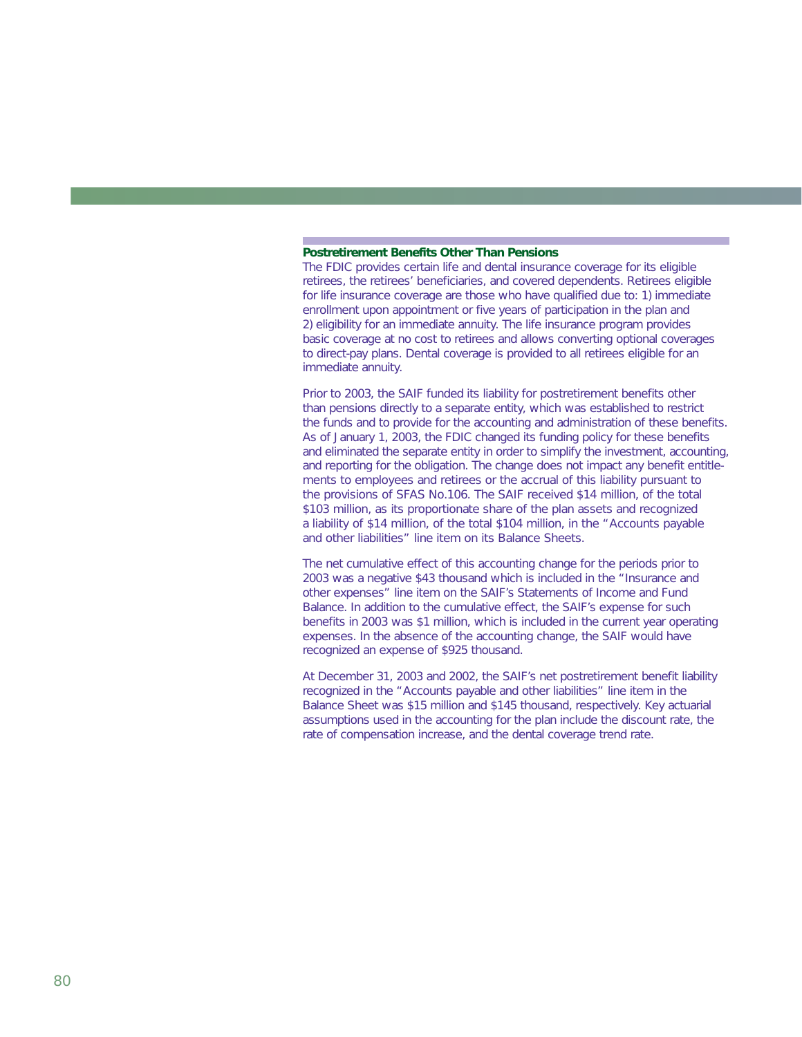### Postretirement Benefits Other Than Pensions

The FDIC provides certain life and dental insurance coverage for its eligible retirees, the retirees' beneficiaries, and covered dependents. Retirees eligible for life insurance coverage are those who have qualified due to: 1) immediate enrollment upon appointment or five years of participation in the plan and 2) eligibility for an immediate annuity. The life insurance program provides basic coverage at no cost to retirees and allows converting optional coverages to direct-pay plans. Dental coverage is provided to all retirees eligible for an immediate annuity.

Prior to 2003, the SAIF funded its liability for postretirement benefits other than pensions directly to a separate entity, which was established to restrict the funds and to provide for the accounting and administration of these benefits. As of January 1, 2003, the FDIC changed its funding policy for these benefits and eliminated the separate entity in order to simplify the investment, accounting, and reporting for the obligation. The change does not impact any benefit entitlements to employees and retirees or the accrual of this liability pursuant to the provisions of SFAS No.106. The SAIF received $14 million, of the total $103 million, as its proportionate share of the plan assets and recognized a liability of $14 million, of the total $104 million, in the "Accounts payable and other liabilities" line item on its Balance Sheets.

The net cumulative effect of this accounting change for the periods prior to 2003 was a negative $43 thousand which is included in the "Insurance and other expenses" line item on the SAIF's Statements of Income and Fund Balance. In addition to the cumulative effect, the SAIF's expense for such benefits in 2003 was $1 million, which is included in the current year operating expenses. In the absence of the accounting change, the SAIF would have recognized an expense of $925 thousand.

At December 31, 2003 and 2002, the SAIF's net postretirement benefit liability recognized in the "Accounts payable and other liabilities" line item in the Balance Sheet was $15 million and $145 thousand, respectively. Key actuarial assumptions used in the accounting for the plan include the discount rate, the rate of compensation increase, and the dental coverage trend rate.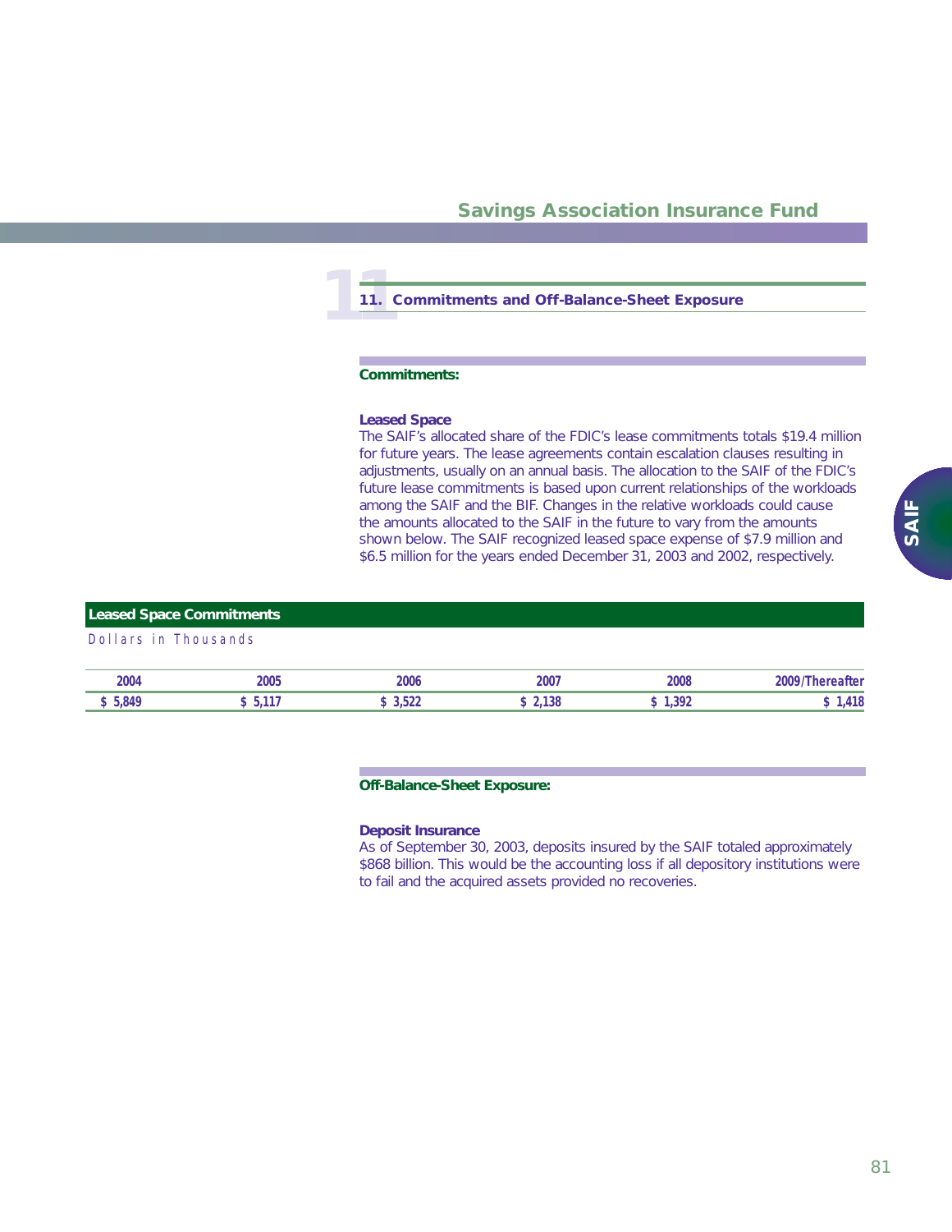## 11. Commitments and Off-Balance-Sheet Exposure

### Commitments:

**Leased Space**

The SAIF's allocated share of the FDIC's lease commitments totals $19.4 million for future years. The lease agreements contain escalation clauses resulting in adjustments, usually on an annual basis. The allocation to the SAIF of the FDIC's future lease commitments is based upon current relationships of the workloads among the SAIF and the BIF. Changes in the relative workloads could cause the amounts allocated to the SAIF in the future to vary from the amounts shown below. The SAIF recognized leased space expense of $7.9 million and $6.5 million for the years ended December 31, 2003 and 2002, respectively.

**Leased Space Commitments**

Dollars in Thousands

| 2004 | 2005 | 2006 | 2007 | 2008 | 2009/Thereafter |
|---|---|---|---|---|---|
| $ 5,849 | $ 5,117 | $ 3,522 | $ 2,138 | $ 1,392 | $ 1,418 |

### Off-Balance-Sheet Exposure:

**Deposit Insurance**

As of September 30, 2003, deposits insured by the SAIF totaled approximately $868 billion. This would be the accounting loss if all depository institutions were to fail and the acquired assets provided no recoveries.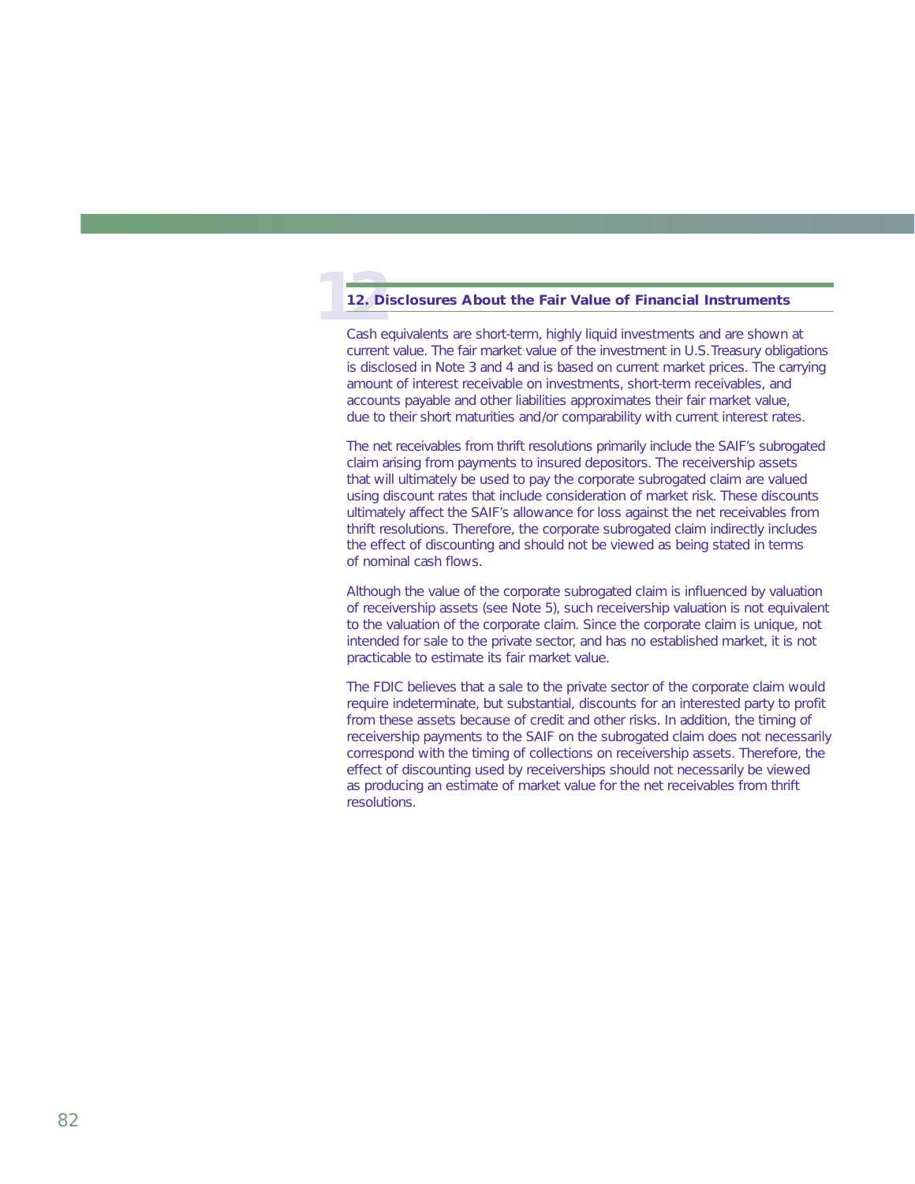## 12. Disclosures About the Fair Value of Financial Instruments

Cash equivalents are short-term, highly liquid investments and are shown at current value. The fair market value of the investment in U.S. Treasury obligations is disclosed in Note 3 and 4 and is based on current market prices. The carrying amount of interest receivable on investments, short-term receivables, and accounts payable and other liabilities approximates their fair market value, due to their short maturities and/or comparability with current interest rates.

The net receivables from thrift resolutions primarily include the SAIF's subrogated claim arising from payments to insured depositors. The receivership assets that will ultimately be used to pay the corporate subrogated claim are valued using discount rates that include consideration of market risk. These discounts ultimately affect the SAIF's allowance for loss against the net receivables from thrift resolutions. Therefore, the corporate subrogated claim indirectly includes the effect of discounting and should not be viewed as being stated in terms of nominal cash flows.

Although the value of the corporate subrogated claim is influenced by valuation of receivership assets (see Note 5), such receivership valuation is not equivalent to the valuation of the corporate claim. Since the corporate claim is unique, not intended for sale to the private sector, and has no established market, it is not practicable to estimate its fair market value.

The FDIC believes that a sale to the private sector of the corporate claim would require indeterminate, but substantial, discounts for an interested party to profit from these assets because of credit and other risks. In addition, the timing of receivership payments to the SAIF on the subrogated claim does not necessarily correspond with the timing of collections on receivership assets. Therefore, the effect of discounting used by receiverships should not necessarily be viewed as producing an estimate of market value for the net receivables from thrift resolutions.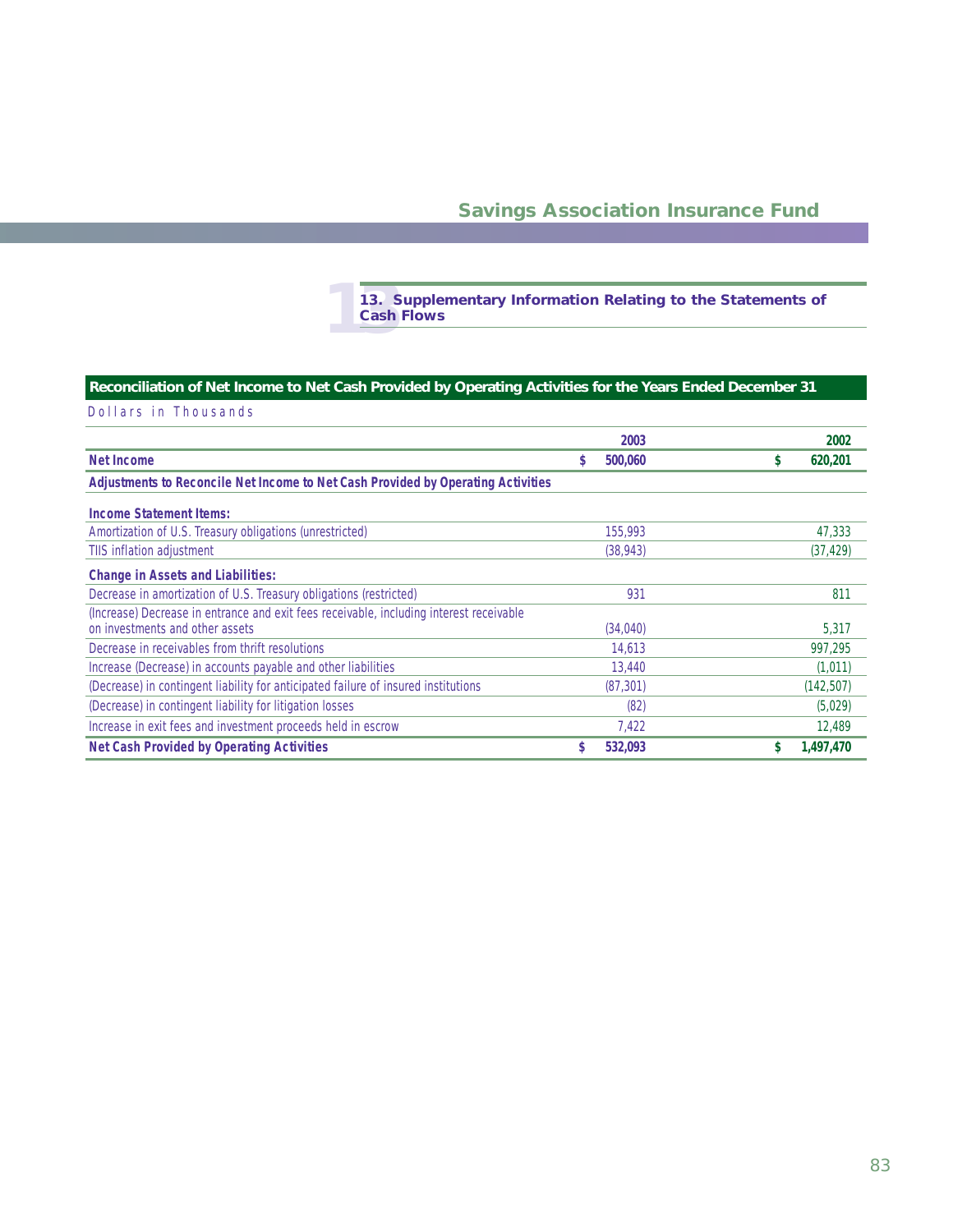## 13. Supplementary Information Relating to the Statements of Cash Flows

**Reconciliation of Net Income to Net Cash Provided by Operating Activities for the Years Ended December 31**

Dollars in Thousands

| | 2003 | 2002 |
|---|---|---|
| **Net Income** | **$ 500,060** | **$ 620,201** |
| **Adjustments to Reconcile Net Income to Net Cash Provided by Operating Activities** | | |
| **Income Statement Items:** | | |
| Amortization of U.S. Treasury obligations (unrestricted) | 155,993 | 47,333 |
| TIIS inflation adjustment | (38,943) | (37,429) |
| **Change in Assets and Liabilities:** | | |
| Decrease in amortization of U.S. Treasury obligations (restricted) | 931 | 811 |
| (Increase) Decrease in entrance and exit fees receivable, including interest receivable on investments and other assets | (34,040) | 5,317 |
| Decrease in receivables from thrift resolutions | 14,613 | 997,295 |
| Increase (Decrease) in accounts payable and other liabilities | 13,440 | (1,011) |
| (Decrease) in contingent liability for anticipated failure of insured institutions | (87,301) | (142,507) |
| (Decrease) in contingent liability for litigation losses | (82) | (5,029) |
| Increase in exit fees and investment proceeds held in escrow | 7,422 | 12,489 |
| **Net Cash Provided by Operating Activities** | **$ 532,093** | **$ 1,497,470** |